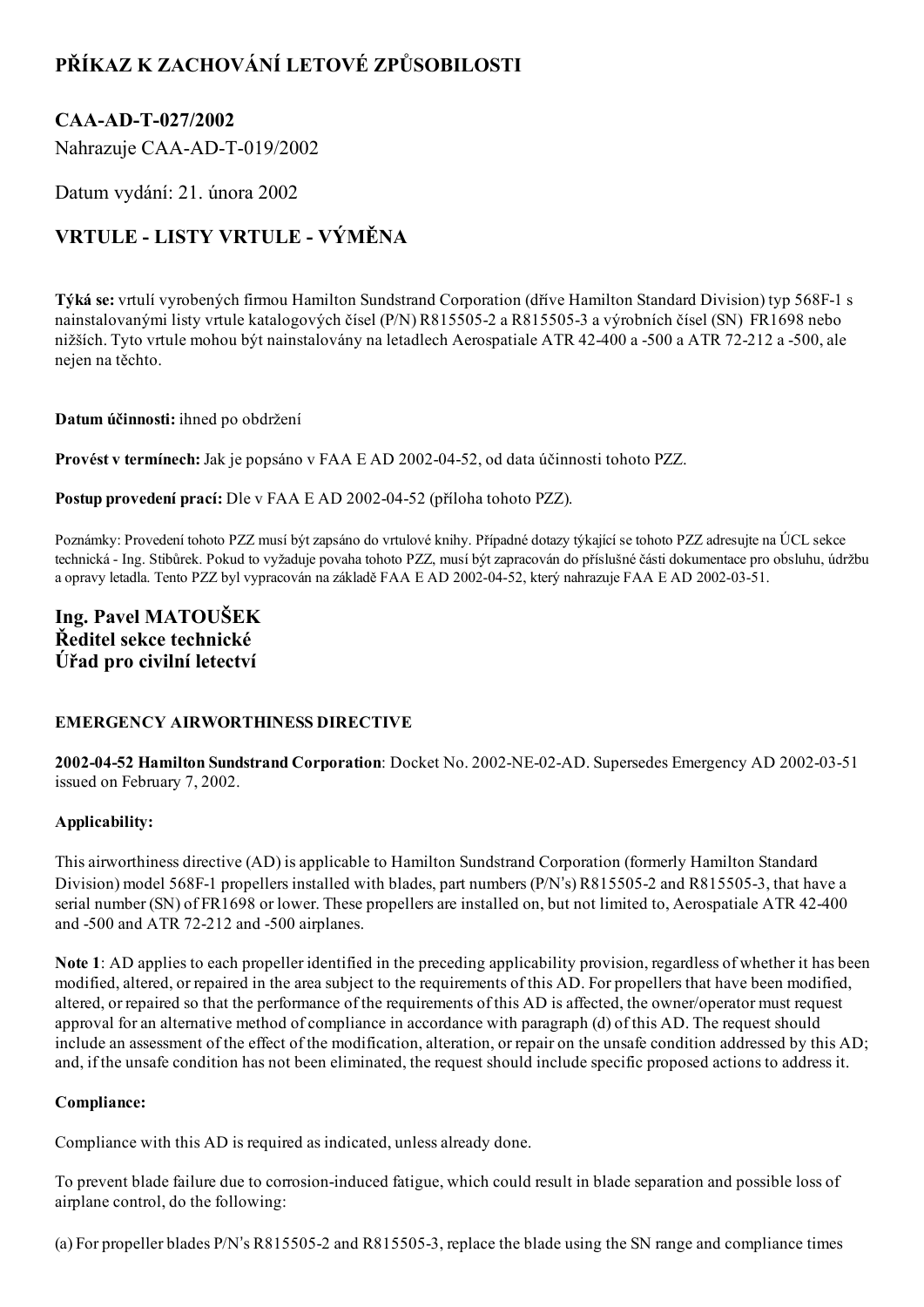# PŘÍKAZ K ZACHOVÁNÍ LETOVÉ ZPŮSOBILOSTI

## CAA-AD-T-027/2002

Nahrazuje CAA-AD-T-019/2002

Datum vydání: 21. února 2002

## VRTULE - LISTY VRTULE - VÝMĚNA

**Týká se:** vrtulí vyrobených firmou Hamilton Sundstrand Corporation (dříve Hamilton Standard Division) typ 568F-1 s nainstalovanými listy vrtule katalogových čísel (P/N) R815505-2 a R815505-3 a výrobních čísel (SN) FR1698 nebo nižších. Tyto vrtule mohou být nainstalovány na letadlech Aerospatiale ATR 42-400 a -500 a ATR 72-212 a -500, ale nejen na těchto.

**Datum účinnosti:** ihned po obdržení

**Provést v termínech:** Jak je popsáno v FAA E AD 2002-04-52, od data účinnosti tohoto PZZ.

**Postup provedení prací:** Dle v FAA E AD 2002-04-52 (příloha tohoto PZZ).

Poznámky: Provedení tohoto PZZ musí být zapsáno do vrtulové knihy. Případné dotazy týkající se tohoto PZZ adresujte na ÚCL sekce technická - Ing. Stibůrek. Pokud to vyžaduje povaha tohoto PZZ, musí být zapracován do příslušné části dokumentace pro obsluhu, údržbu a opravy letadla. Tento PZZ byl vypracován na základě FAA E AD 2002-04-52, který nahrazuje FAA E AD 2002-03-51.

**Ing. Pavel MATOUŠEK**
**Ředitel sekce technické**
**Úřad pro civilní letectví**

### EMERGENCY AIRWORTHINESS DIRECTIVE

**2002-04-52 Hamilton Sundstrand Corporation**: Docket No. 2002-NE-02-AD. Supersedes Emergency AD 2002-03-51 issued on February 7, 2002.

**Applicability:**

This airworthiness directive (AD) is applicable to Hamilton Sundstrand Corporation (formerly Hamilton Standard Division) model 568F-1 propellers installed with blades, part numbers (P/N's) R815505-2 and R815505-3, that have a serial number (SN) of FR1698 or lower. These propellers are installed on, but not limited to, Aerospatiale ATR 42-400 and -500 and ATR 72-212 and -500 airplanes.

**Note 1**: AD applies to each propeller identified in the preceding applicability provision, regardless of whether it has been modified, altered, or repaired in the area subject to the requirements of this AD. For propellers that have been modified, altered, or repaired so that the performance of the requirements of this AD is affected, the owner/operator must request approval for an alternative method of compliance in accordance with paragraph (d) of this AD. The request should include an assessment of the effect of the modification, alteration, or repair on the unsafe condition addressed by this AD; and, if the unsafe condition has not been eliminated, the request should include specific proposed actions to address it.

**Compliance:**

Compliance with this AD is required as indicated, unless already done.

To prevent blade failure due to corrosion-induced fatigue, which could result in blade separation and possible loss of airplane control, do the following:

(a) For propeller blades P/N's R815505-2 and R815505-3, replace the blade using the SN range and compliance times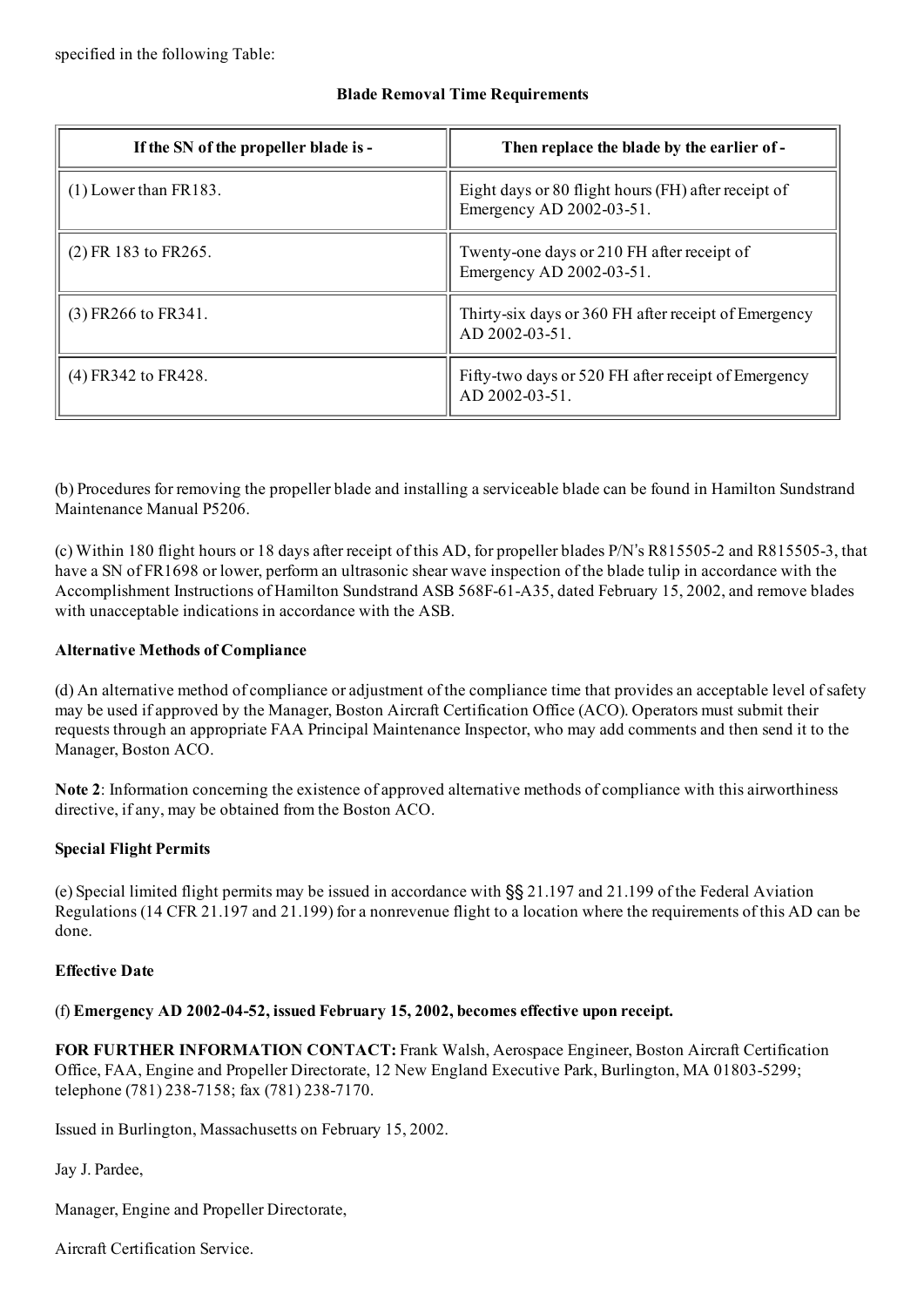specified in the following Table:

**Blade Removal Time Requirements**

| If the SN of the propeller blade is - | Then replace the blade by the earlier of - |
|---|---|
| (1) Lower than FR183. | Eight days or 80 flight hours (FH) after receipt of Emergency AD 2002-03-51. |
| (2) FR 183 to FR265. | Twenty-one days or 210 FH after receipt of Emergency AD 2002-03-51. |
| (3) FR266 to FR341. | Thirty-six days or 360 FH after receipt of Emergency AD 2002-03-51. |
| (4) FR342 to FR428. | Fifty-two days or 520 FH after receipt of Emergency AD 2002-03-51. |

(b) Procedures for removing the propeller blade and installing a serviceable blade can be found in Hamilton Sundstrand Maintenance Manual P5206.

(c) Within 180 flight hours or 18 days after receipt of this AD, for propeller blades P/N's R815505-2 and R815505-3, that have a SN of FR1698 or lower, perform an ultrasonic shear wave inspection of the blade tulip in accordance with the Accomplishment Instructions of Hamilton Sundstrand ASB 568F-61-A35, dated February 15, 2002, and remove blades with unacceptable indications in accordance with the ASB.

**Alternative Methods of Compliance**

(d) An alternative method of compliance or adjustment of the compliance time that provides an acceptable level of safety may be used if approved by the Manager, Boston Aircraft Certification Office (ACO). Operators must submit their requests through an appropriate FAA Principal Maintenance Inspector, who may add comments and then send it to the Manager, Boston ACO.

**Note 2**: Information concerning the existence of approved alternative methods of compliance with this airworthiness directive, if any, may be obtained from the Boston ACO.

**Special Flight Permits**

(e) Special limited flight permits may be issued in accordance with §§ 21.197 and 21.199 of the Federal Aviation Regulations (14 CFR 21.197 and 21.199) for a nonrevenue flight to a location where the requirements of this AD can be done.

**Effective Date**

(f) **Emergency AD 2002-04-52, issued February 15, 2002, becomes effective upon receipt.**

**FOR FURTHER INFORMATION CONTACT:** Frank Walsh, Aerospace Engineer, Boston Aircraft Certification Office, FAA, Engine and Propeller Directorate, 12 New England Executive Park, Burlington, MA 01803-5299; telephone (781) 238-7158; fax (781) 238-7170.

Issued in Burlington, Massachusetts on February 15, 2002.

Jay J. Pardee,

Manager, Engine and Propeller Directorate,

Aircraft Certification Service.